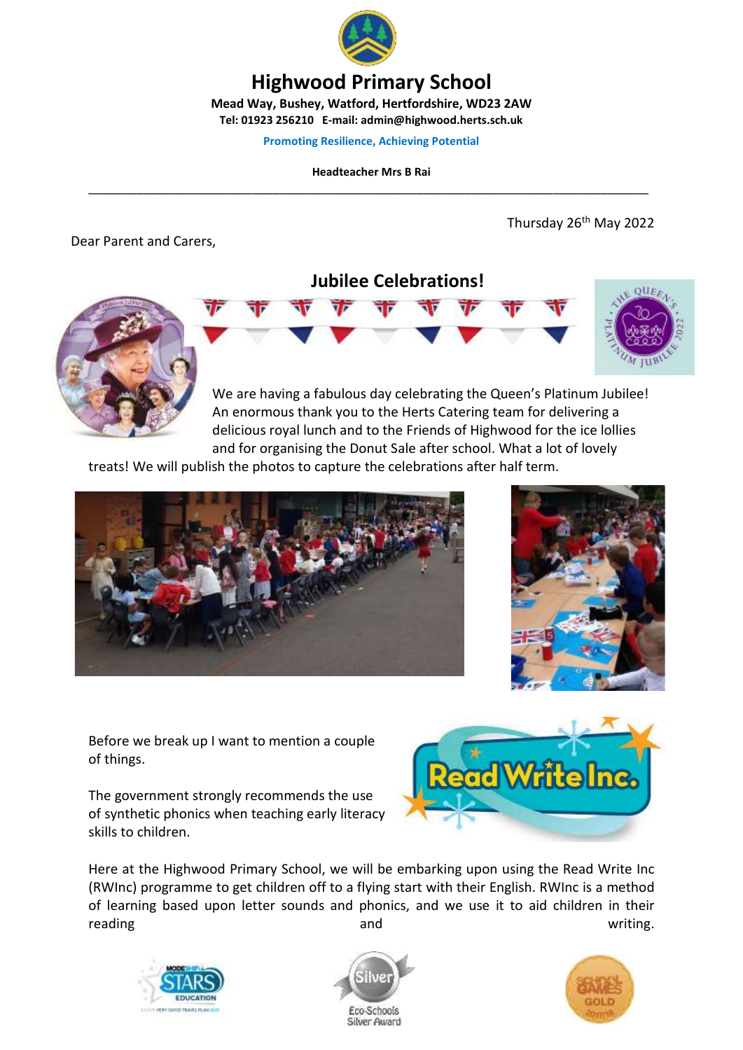# Highwood Primary School

**Mead Way, Bushey, Watford, Hertfordshire, WD23 2AW**
**Tel: 01923 256210 E-mail: admin@highwood.herts.sch.uk**

**Promoting Resilience, Achieving Potential**

**Headteacher Mrs B Rai**

---

Thursday 26th May 2022

Dear Parent and Carers,

## Jubilee Celebrations!

We are having a fabulous day celebrating the Queen's Platinum Jubilee! An enormous thank you to the Herts Catering team for delivering a delicious royal lunch and to the Friends of Highwood for the ice lollies and for organising the Donut Sale after school. What a lot of lovely treats! We will publish the photos to capture the celebrations after half term.

Before we break up I want to mention a couple of things.

The government strongly recommends the use of synthetic phonics when teaching early literacy skills to children.

Here at the Highwood Primary School, we will be embarking upon using the Read Write Inc (RWInc) programme to get children off to a flying start with their English. RWInc is a method of learning based upon letter sounds and phonics, and we use it to aid children in their reading and writing.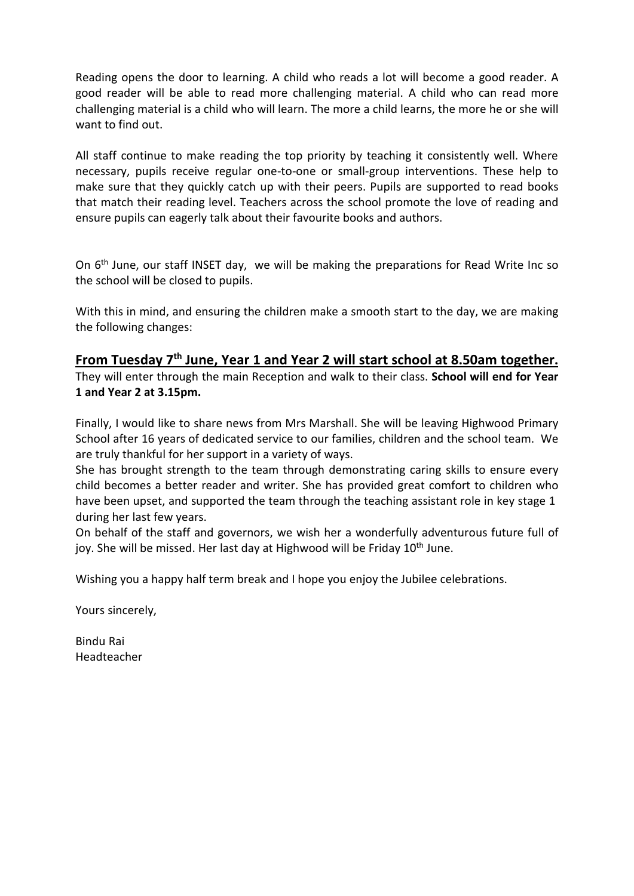Reading opens the door to learning. A child who reads a lot will become a good reader. A good reader will be able to read more challenging material. A child who can read more challenging material is a child who will learn. The more a child learns, the more he or she will want to find out.

All staff continue to make reading the top priority by teaching it consistently well. Where necessary, pupils receive regular one-to-one or small-group interventions. These help to make sure that they quickly catch up with their peers. Pupils are supported to read books that match their reading level. Teachers across the school promote the love of reading and ensure pupils can eagerly talk about their favourite books and authors.

On 6th June, our staff INSET day, we will be making the preparations for Read Write Inc so the school will be closed to pupils.

With this in mind, and ensuring the children make a smooth start to the day, we are making the following changes:

## **From Tuesday 7th June, Year 1 and Year 2 will start school at 8.50am together.**

They will enter through the main Reception and walk to their class. **School will end for Year 1 and Year 2 at 3.15pm.**

Finally, I would like to share news from Mrs Marshall. She will be leaving Highwood Primary School after 16 years of dedicated service to our families, children and the school team. We are truly thankful for her support in a variety of ways.
She has brought strength to the team through demonstrating caring skills to ensure every child becomes a better reader and writer. She has provided great comfort to children who have been upset, and supported the team through the teaching assistant role in key stage 1 during her last few years.
On behalf of the staff and governors, we wish her a wonderfully adventurous future full of joy. She will be missed. Her last day at Highwood will be Friday 10th June.

Wishing you a happy half term break and I hope you enjoy the Jubilee celebrations.

Yours sincerely,

Bindu Rai
Headteacher